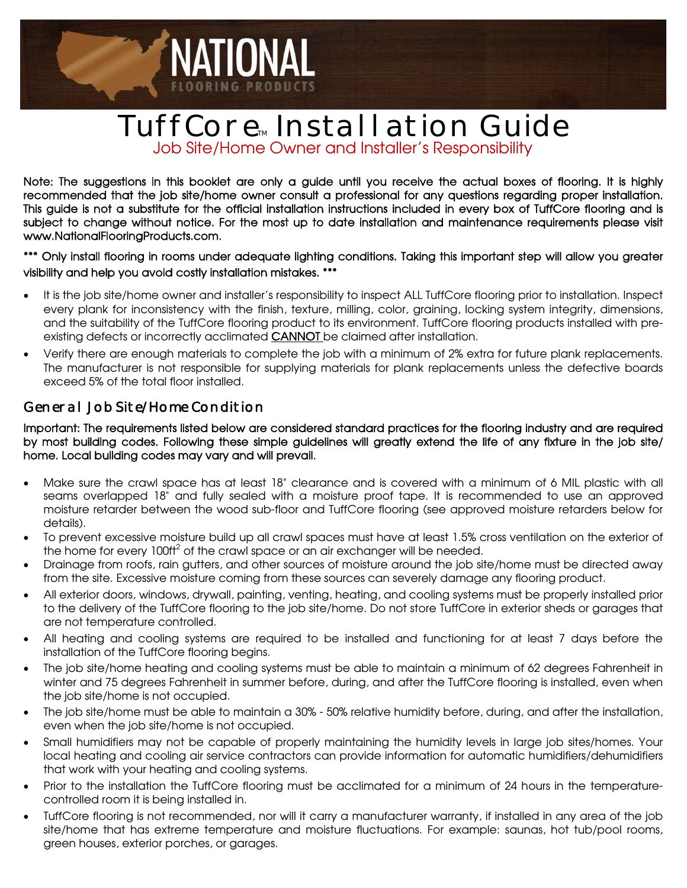# TuffCore™ Installation Guide

## Job Site/Home Owner and Installer's Responsibility

**Note: The suggestions in this booklet are only a guide until you receive the actual boxes of flooring. It is highly recommended that the job site/home owner consult a professional for any questions regarding proper installation. This guide is not a substitute for the official installation instructions included in every box of TuffCore flooring and is subject to change without notice. For the most up to date installation and maintenance requirements please visit www.NationalFlooringProducts.com.**

**\*\*\* Only install flooring in rooms under adequate lighting conditions. Taking this important step will allow you greater visibility and help you avoid costly installation mistakes. \*\*\***

- It is the job site/home owner and installer's responsibility to inspect ALL TuffCore flooring prior to installation. Inspect every plank for inconsistency with the finish, texture, milling, color, graining, locking system integrity, dimensions, and the suitability of the TuffCore flooring product to its environment. TuffCore flooring products installed with pre-existing defects or incorrectly acclimated <u>CANNOT</u> be claimed after installation.
- Verify there are enough materials to complete the job with a minimum of 2% extra for future plank replacements. The manufacturer is not responsible for supplying materials for plank replacements unless the defective boards exceed 5% of the total floor installed.

## General Job Site/Home Condition

**Important: The requirements listed below are considered standard practices for the flooring industry and are required by most building codes. Following these simple guidelines will greatly extend the life of any fixture in the job site/home. Local building codes may vary and will prevail.**

- Make sure the crawl space has at least 18" clearance and is covered with a minimum of 6 MIL plastic with all seams overlapped 18" and fully sealed with a moisture proof tape. It is recommended to use an approved moisture retarder between the wood sub-floor and TuffCore flooring (see approved moisture retarders below for details).
- To prevent excessive moisture build up all crawl spaces must have at least 1.5% cross ventilation on the exterior of the home for every 100ft$^2$ of the crawl space or an air exchanger will be needed.
- Drainage from roofs, rain gutters, and other sources of moisture around the job site/home must be directed away from the site. Excessive moisture coming from these sources can severely damage any flooring product.
- All exterior doors, windows, drywall, painting, venting, heating, and cooling systems must be properly installed prior to the delivery of the TuffCore flooring to the job site/home. Do not store TuffCore in exterior sheds or garages that are not temperature controlled.
- All heating and cooling systems are required to be installed and functioning for at least 7 days before the installation of the TuffCore flooring begins.
- The job site/home heating and cooling systems must be able to maintain a minimum of 62 degrees Fahrenheit in winter and 75 degrees Fahrenheit in summer before, during, and after the TuffCore flooring is installed, even when the job site/home is not occupied.
- The job site/home must be able to maintain a 30% - 50% relative humidity before, during, and after the installation, even when the job site/home is not occupied.
- Small humidifiers may not be capable of properly maintaining the humidity levels in large job sites/homes. Your local heating and cooling air service contractors can provide information for automatic humidifiers/dehumidifiers that work with your heating and cooling systems.
- Prior to the installation the TuffCore flooring must be acclimated for a minimum of 24 hours in the temperature-controlled room it is being installed in.
- TuffCore flooring is not recommended, nor will it carry a manufacturer warranty, if installed in any area of the job site/home that has extreme temperature and moisture fluctuations. For example: saunas, hot tub/pool rooms, green houses, exterior porches, or garages.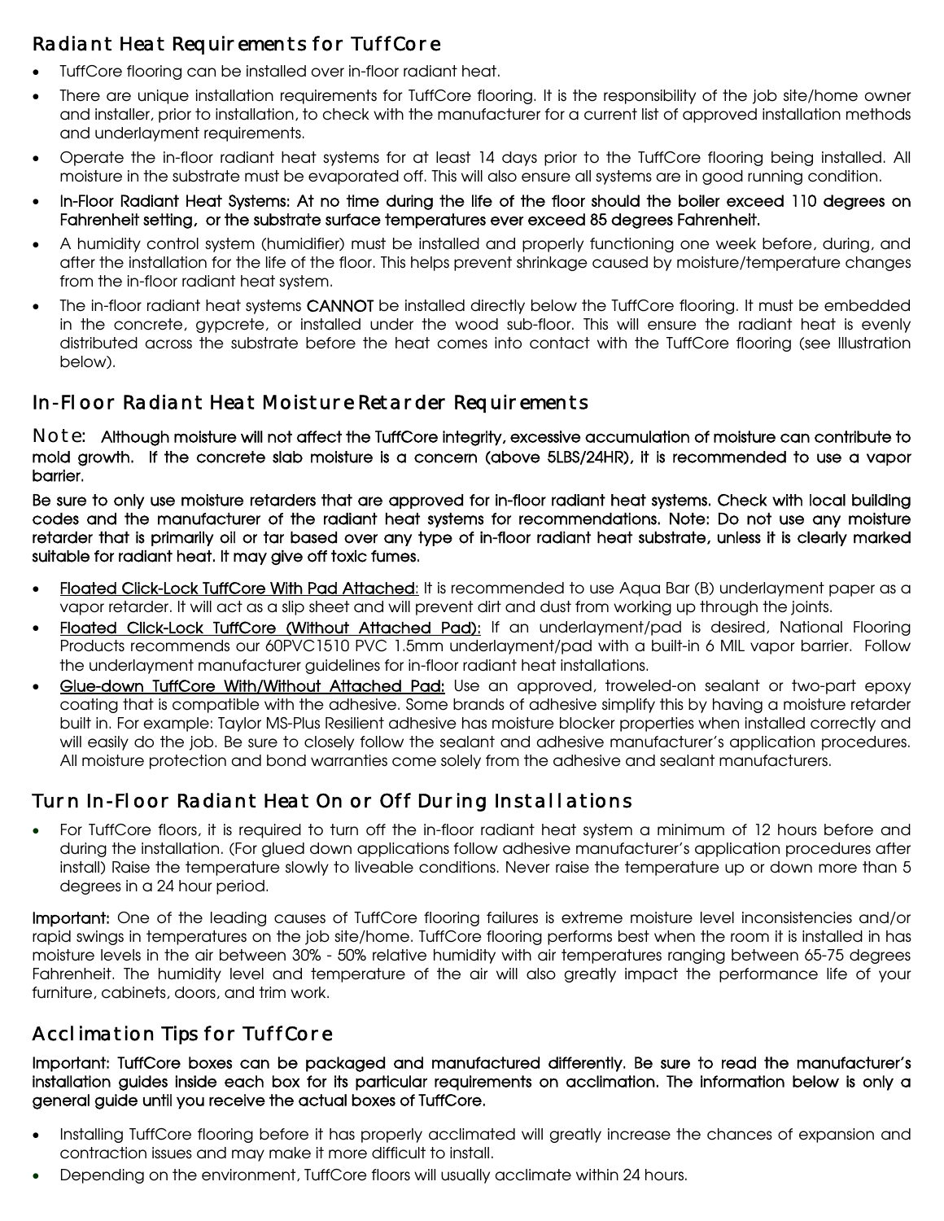## Radiant Heat Requirements for TuffCore

- TuffCore flooring can be installed over in-floor radiant heat.
- There are unique installation requirements for TuffCore flooring. It is the responsibility of the job site/home owner and installer, prior to installation, to check with the manufacturer for a current list of approved installation methods and underlayment requirements.
- Operate the in-floor radiant heat systems for at least 14 days prior to the TuffCore flooring being installed. All moisture in the substrate must be evaporated off. This will also ensure all systems are in good running condition.
- **In-Floor Radiant Heat Systems: At no time during the life of the floor should the boiler exceed 110 degrees on Fahrenheit setting, or the substrate surface temperatures ever exceed 85 degrees Fahrenheit.**
- A humidity control system (humidifier) must be installed and properly functioning one week before, during, and after the installation for the life of the floor. This helps prevent shrinkage caused by moisture/temperature changes from the in-floor radiant heat system.
- The in-floor radiant heat systems **CANNOT** be installed directly below the TuffCore flooring. It must be embedded in the concrete, gypcrete, or installed under the wood sub-floor. This will ensure the radiant heat is evenly distributed across the substrate before the heat comes into contact with the TuffCore flooring (see Illustration below).

## In-Floor Radiant Heat Moisture Retarder Requirements

Note: **Although moisture will not affect the TuffCore integrity, excessive accumulation of moisture can contribute to mold growth. If the concrete slab moisture is a concern (above 5LBS/24HR), it is recommended to use a vapor barrier.**

**Be sure to only use moisture retarders that are approved for in-floor radiant heat systems. Check with local building codes and the manufacturer of the radiant heat systems for recommendations. Note: Do not use any moisture retarder that is primarily oil or tar based over any type of in-floor radiant heat substrate, unless it is clearly marked suitable for radiant heat. It may give off toxic fumes.**

- **Floated Click-Lock TuffCore With Pad Attached**: It is recommended to use Aqua Bar (B) underlayment paper as a vapor retarder. It will act as a slip sheet and will prevent dirt and dust from working up through the joints.
- **Floated Click-Lock TuffCore (Without Attached Pad):** If an underlayment/pad is desired, National Flooring Products recommends our 60PVC1510 PVC 1.5mm underlayment/pad with a built-in 6 MIL vapor barrier. Follow the underlayment manufacturer guidelines for in-floor radiant heat installations.
- **Glue-down TuffCore With/Without Attached Pad:** Use an approved, troweled-on sealant or two-part epoxy coating that is compatible with the adhesive. Some brands of adhesive simplify this by having a moisture retarder built in. For example: Taylor MS-Plus Resilient adhesive has moisture blocker properties when installed correctly and will easily do the job. Be sure to closely follow the sealant and adhesive manufacturer's application procedures. All moisture protection and bond warranties come solely from the adhesive and sealant manufacturers.

## Turn In-Floor Radiant Heat On or Off During Installations

- For TuffCore floors, it is required to turn off the in-floor radiant heat system a minimum of 12 hours before and during the installation. (For glued down applications follow adhesive manufacturer's application procedures after install) Raise the temperature slowly to liveable conditions. Never raise the temperature up or down more than 5 degrees in a 24 hour period.

**Important:** One of the leading causes of TuffCore flooring failures is extreme moisture level inconsistencies and/or rapid swings in temperatures on the job site/home. TuffCore flooring performs best when the room it is installed in has moisture levels in the air between 30% - 50% relative humidity with air temperatures ranging between 65-75 degrees Fahrenheit. The humidity level and temperature of the air will also greatly impact the performance life of your furniture, cabinets, doors, and trim work.

## Acclimation Tips for TuffCore

**Important: TuffCore boxes can be packaged and manufactured differently. Be sure to read the manufacturer's installation guides inside each box for its particular requirements on acclimation. The information below is only a general guide until you receive the actual boxes of TuffCore.**

- Installing TuffCore flooring before it has properly acclimated will greatly increase the chances of expansion and contraction issues and may make it more difficult to install.
- Depending on the environment, TuffCore floors will usually acclimate within 24 hours.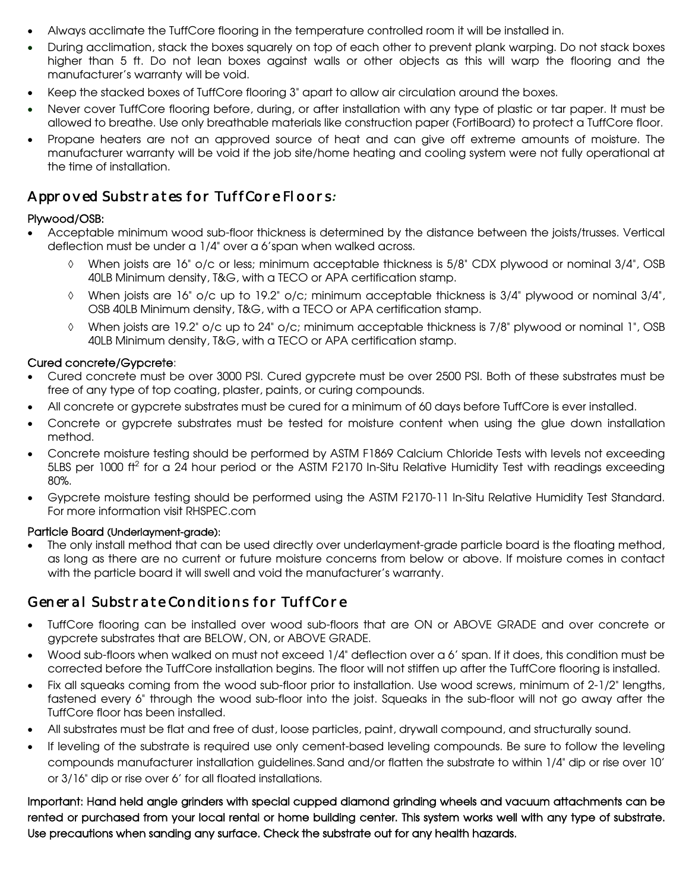- Always acclimate the TuffCore flooring in the temperature controlled room it will be installed in.
- During acclimation, stack the boxes squarely on top of each other to prevent plank warping. Do not stack boxes higher than 5 ft. Do not lean boxes against walls or other objects as this will warp the flooring and the manufacturer's warranty will be void.
- Keep the stacked boxes of TuffCore flooring 3" apart to allow air circulation around the boxes.
- Never cover TuffCore flooring before, during, or after installation with any type of plastic or tar paper. It must be allowed to breathe. Use only breathable materials like construction paper (FortiBoard) to protect a TuffCore floor.
- Propane heaters are not an approved source of heat and can give off extreme amounts of moisture. The manufacturer warranty will be void if the job site/home heating and cooling system were not fully operational at the time of installation.

## Approved Substrates for TuffCore Floors:

**Plywood/OSB:**

- Acceptable minimum wood sub-floor thickness is determined by the distance between the joists/trusses. Vertical deflection must be under a 1/4" over a 6'span when walked across.
  - ◊ When joists are 16" o/c or less; minimum acceptable thickness is 5/8" CDX plywood or nominal 3/4", OSB 40LB Minimum density, T&G, with a TECO or APA certification stamp.
  - ◊ When joists are 16" o/c up to 19.2" o/c; minimum acceptable thickness is 3/4" plywood or nominal 3/4", OSB 40LB Minimum density, T&G, with a TECO or APA certification stamp.
  - ◊ When joists are 19.2" o/c up to 24" o/c; minimum acceptable thickness is 7/8" plywood or nominal 1", OSB 40LB Minimum density, T&G, with a TECO or APA certification stamp.

**Cured concrete/Gypcrete**:

- Cured concrete must be over 3000 PSI. Cured gypcrete must be over 2500 PSI. Both of these substrates must be free of any type of top coating, plaster, paints, or curing compounds.
- All concrete or gypcrete substrates must be cured for a minimum of 60 days before TuffCore is ever installed.
- Concrete or gypcrete substrates must be tested for moisture content when using the glue down installation method.
- Concrete moisture testing should be performed by ASTM F1869 Calcium Chloride Tests with levels not exceeding 5LBS per 1000 $ft^2$ for a 24 hour period or the ASTM F2170 In-Situ Relative Humidity Test with readings exceeding 80%.
- Gypcrete moisture testing should be performed using the ASTM F2170-11 In-Situ Relative Humidity Test Standard. For more information visit RHSPEC.com

**Particle Board (Underlayment-grade):**

- The only install method that can be used directly over underlayment-grade particle board is the floating method, as long as there are no current or future moisture concerns from below or above. If moisture comes in contact with the particle board it will swell and void the manufacturer's warranty.

## General Substrate Conditions for TuffCore

- TuffCore flooring can be installed over wood sub-floors that are ON or ABOVE GRADE and over concrete or gypcrete substrates that are BELOW, ON, or ABOVE GRADE.
- Wood sub-floors when walked on must not exceed 1/4" deflection over a 6' span. If it does, this condition must be corrected before the TuffCore installation begins. The floor will not stiffen up after the TuffCore flooring is installed.
- Fix all squeaks coming from the wood sub-floor prior to installation. Use wood screws, minimum of 2-1/2" lengths, fastened every 6" through the wood sub-floor into the joist. Squeaks in the sub-floor will not go away after the TuffCore floor has been installed.
- All substrates must be flat and free of dust, loose particles, paint, drywall compound, and structurally sound.
- If leveling of the substrate is required use only cement-based leveling compounds. Be sure to follow the leveling compounds manufacturer installation guidelines. Sand and/or flatten the substrate to within 1/4" dip or rise over 10' or 3/16" dip or rise over 6' for all floated installations.

**Important: Hand held angle grinders with special cupped diamond grinding wheels and vacuum attachments can be rented or purchased from your local rental or home building center. This system works well with any type of substrate. Use precautions when sanding any surface. Check the substrate out for any health hazards.**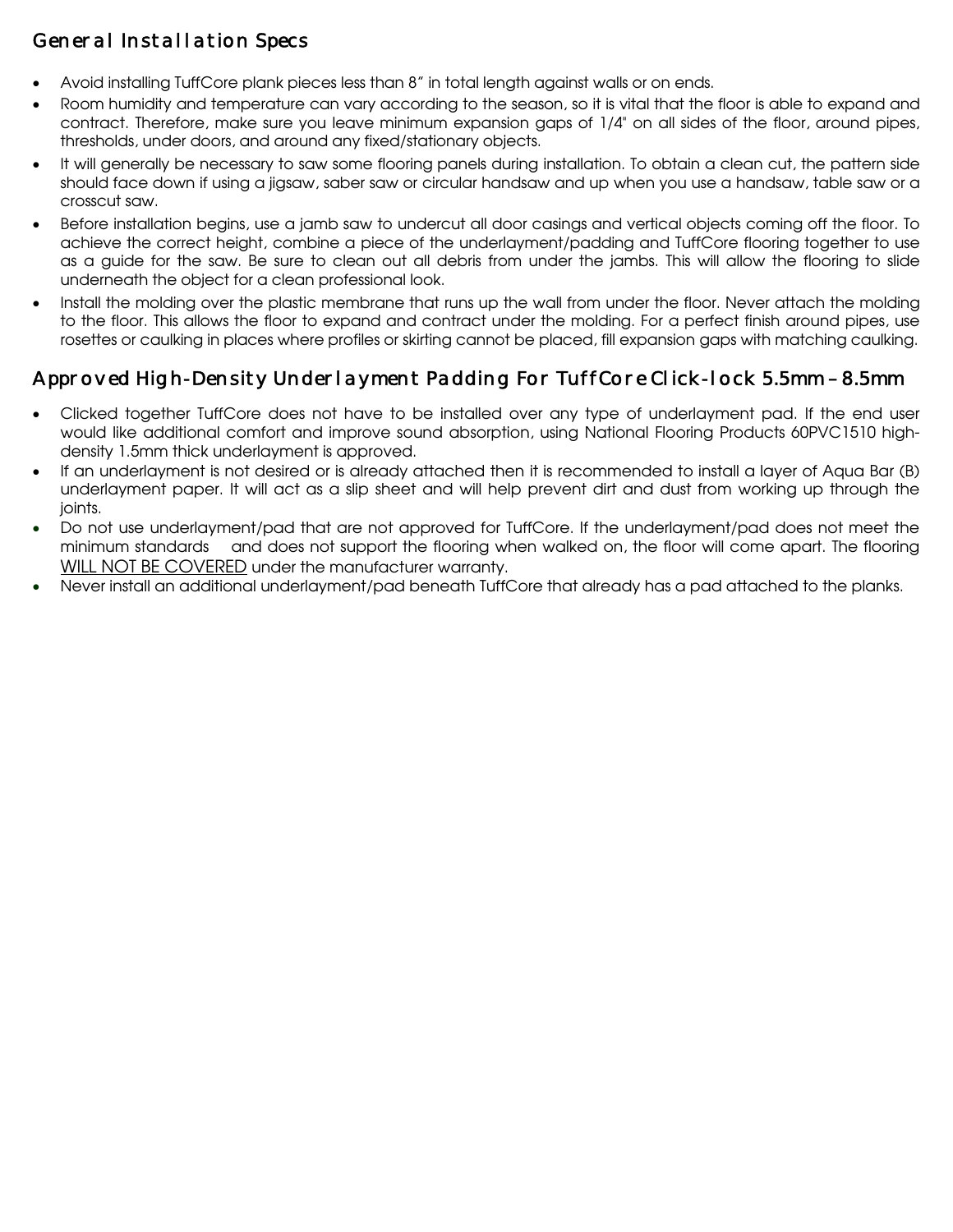## General Installation Specs

- Avoid installing TuffCore plank pieces less than 8" in total length against walls or on ends.
- Room humidity and temperature can vary according to the season, so it is vital that the floor is able to expand and contract. Therefore, make sure you leave minimum expansion gaps of 1/4" on all sides of the floor, around pipes, thresholds, under doors, and around any fixed/stationary objects.
- It will generally be necessary to saw some flooring panels during installation. To obtain a clean cut, the pattern side should face down if using a jigsaw, saber saw or circular handsaw and up when you use a handsaw, table saw or a crosscut saw.
- Before installation begins, use a jamb saw to undercut all door casings and vertical objects coming off the floor. To achieve the correct height, combine a piece of the underlayment/padding and TuffCore flooring together to use as a guide for the saw. Be sure to clean out all debris from under the jambs. This will allow the flooring to slide underneath the object for a clean professional look.
- Install the molding over the plastic membrane that runs up the wall from under the floor. Never attach the molding to the floor. This allows the floor to expand and contract under the molding. For a perfect finish around pipes, use rosettes or caulking in places where profiles or skirting cannot be placed, fill expansion gaps with matching caulking.

## Approved High-Density Underlayment Padding For TuffCore Click-lock 5.5mm – 8.5mm

- Clicked together TuffCore does not have to be installed over any type of underlayment pad. If the end user would like additional comfort and improve sound absorption, using National Flooring Products 60PVC1510 high-density 1.5mm thick underlayment is approved.
- If an underlayment is not desired or is already attached then it is recommended to install a layer of Aqua Bar (B) underlayment paper. It will act as a slip sheet and will help prevent dirt and dust from working up through the joints.
- Do not use underlayment/pad that are not approved for TuffCore. If the underlayment/pad does not meet the minimum standards and does not support the flooring when walked on, the floor will come apart. The flooring <u>WILL NOT BE COVERED</u> under the manufacturer warranty.
- Never install an additional underlayment/pad beneath TuffCore that already has a pad attached to the planks.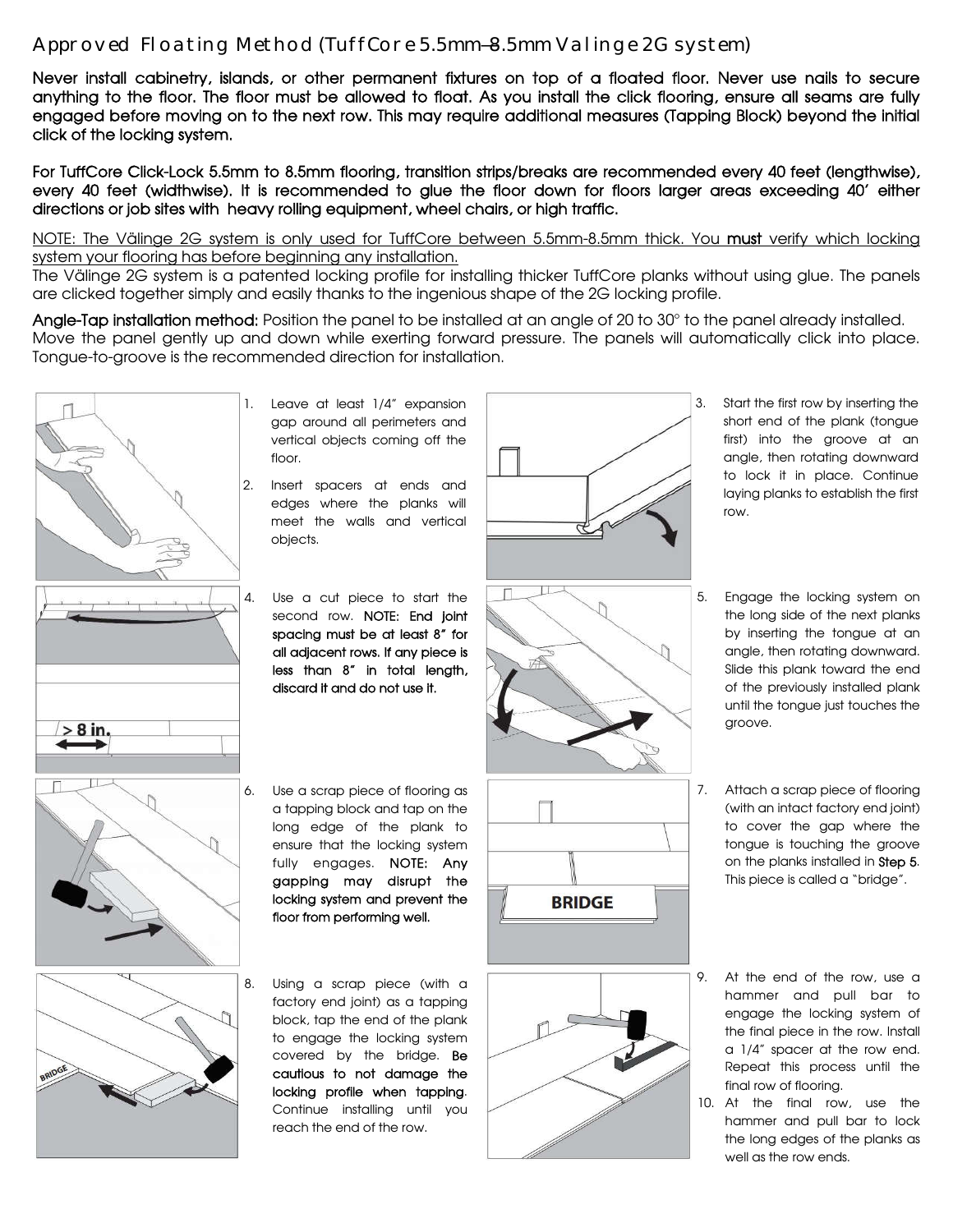# Approved Floating Method (TuffCore 5.5mm–8.5mm Valinge 2G system)

**Never install cabinetry, islands, or other permanent fixtures on top of a floated floor. Never use nails to secure anything to the floor. The floor must be allowed to float. As you install the click flooring, ensure all seams are fully engaged before moving on to the next row. This may require additional measures (Tapping Block) beyond the initial click of the locking system.**

**For TuffCore Click-Lock 5.5mm to 8.5mm flooring, transition strips/breaks are recommended every 40 feet (lengthwise), every 40 feet (widthwise). It is recommended to glue the floor down for floors larger areas exceeding 40' either directions or job sites with heavy rolling equipment, wheel chairs, or high traffic.**

NOTE: The Välinge 2G system is only used for TuffCore between 5.5mm-8.5mm thick. You **must** verify which locking system your flooring has before beginning any installation.

The Välinge 2G system is a patented locking profile for installing thicker TuffCore planks without using glue. The panels are clicked together simply and easily thanks to the ingenious shape of the 2G locking profile.

**Angle-Tap installation method:** Position the panel to be installed at an angle of 20 to 30° to the panel already installed. Move the panel gently up and down while exerting forward pressure. The panels will automatically click into place. Tongue-to-groove is the recommended direction for installation.

1. Leave at least 1/4" expansion gap around all perimeters and vertical objects coming off the floor.
2. Insert spacers at ends and edges where the planks will meet the walls and vertical objects.
3. Start the first row by inserting the short end of the plank (tongue first) into the groove at an angle, then rotating downward to lock it in place. Continue laying planks to establish the first row.
4. Use a cut piece to start the second row. **NOTE: End joint spacing must be at least 8" for all adjacent rows. If any piece is less than 8" in total length, discard it and do not use it.**
5. Engage the locking system on the long side of the next planks by inserting the tongue at an angle, then rotating downward. Slide this plank toward the end of the previously installed plank until the tongue just touches the groove.
6. Use a scrap piece of flooring as a tapping block and tap on the long edge of the plank to ensure that the locking system fully engages. **NOTE: Any gapping may disrupt the locking system and prevent the floor from performing well.**
7. Attach a scrap piece of flooring (with an intact factory end joint) to cover the gap where the tongue is touching the groove on the planks installed in **Step 5**. This piece is called a "bridge".
8. Using a scrap piece (with a factory end joint) as a tapping block, tap the end of the plank to engage the locking system covered by the bridge. **Be cautious to not damage the locking profile when tapping**. Continue installing until you reach the end of the row.
9. At the end of the row, use a hammer and pull bar to engage the locking system of the final piece in the row. Install a 1/4" spacer at the row end. Repeat this process until the final row of flooring.
10. At the final row, use the hammer and pull bar to lock the long edges of the planks as well as the row ends.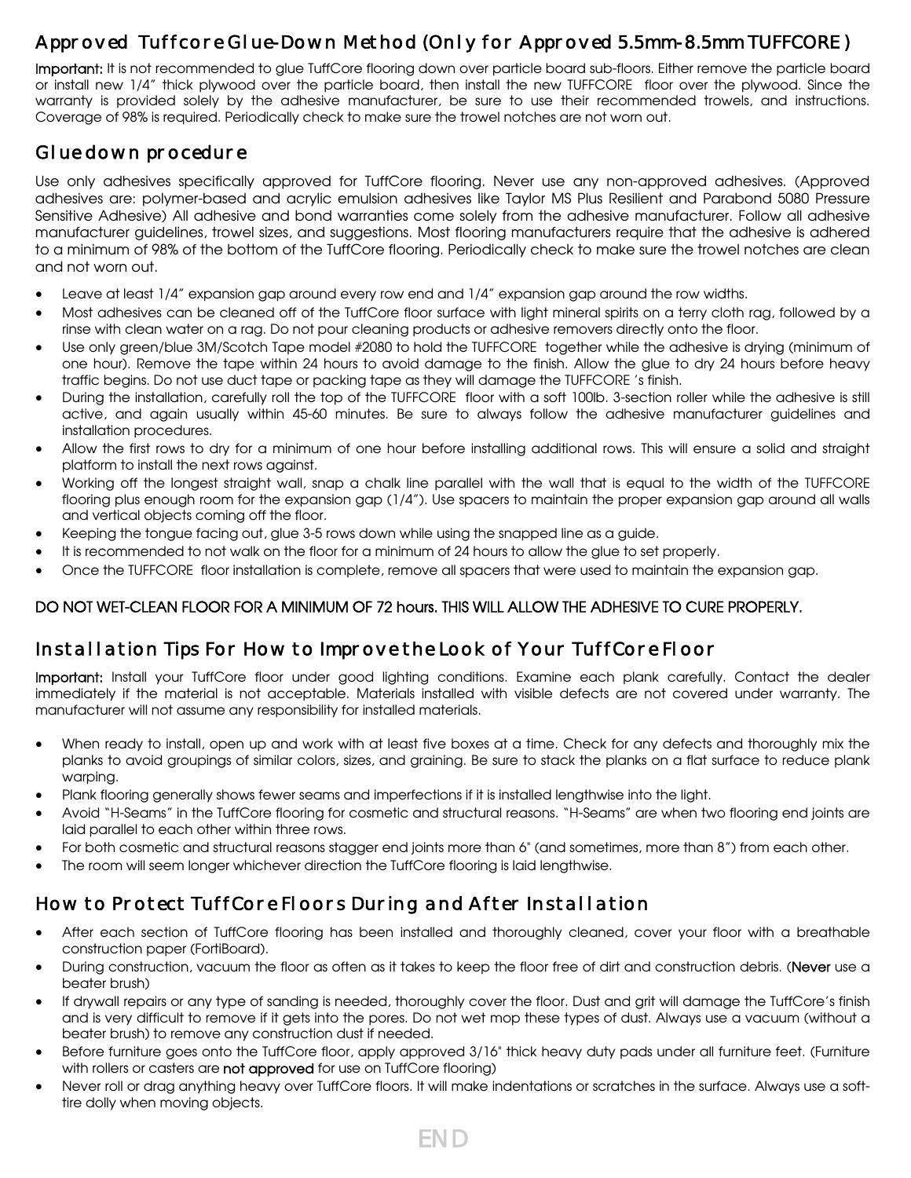## Approved Tuffcore Glue-Down Method (Only for Approved 5.5mm-8.5mm TUFFCORE)

**Important:** It is not recommended to glue TuffCore flooring down over particle board sub-floors. Either remove the particle board or install new 1/4" thick plywood over the particle board, then install the new TUFFCORE floor over the plywood. Since the warranty is provided solely by the adhesive manufacturer, be sure to use their recommended trowels, and instructions. Coverage of 98% is required. Periodically check to make sure the trowel notches are not worn out.

## Glue down procedure

Use only adhesives specifically approved for TuffCore flooring. Never use any non-approved adhesives. (Approved adhesives are: polymer-based and acrylic emulsion adhesives like Taylor MS Plus Resilient and Parabond 5080 Pressure Sensitive Adhesive) All adhesive and bond warranties come solely from the adhesive manufacturer. Follow all adhesive manufacturer guidelines, trowel sizes, and suggestions. Most flooring manufacturers require that the adhesive is adhered to a minimum of 98% of the bottom of the TuffCore flooring. Periodically check to make sure the trowel notches are clean and not worn out.

- Leave at least 1/4" expansion gap around every row end and 1/4" expansion gap around the row widths.
- Most adhesives can be cleaned off of the TuffCore floor surface with light mineral spirits on a terry cloth rag, followed by a rinse with clean water on a rag. Do not pour cleaning products or adhesive removers directly onto the floor.
- Use only green/blue 3M/Scotch Tape model #2080 to hold the TUFFCORE together while the adhesive is drying (minimum of one hour). Remove the tape within 24 hours to avoid damage to the finish. Allow the glue to dry 24 hours before heavy traffic begins. Do not use duct tape or packing tape as they will damage the TUFFCORE 's finish.
- During the installation, carefully roll the top of the TUFFCORE floor with a soft 100lb. 3-section roller while the adhesive is still active, and again usually within 45-60 minutes. Be sure to always follow the adhesive manufacturer guidelines and installation procedures.
- Allow the first rows to dry for a minimum of one hour before installing additional rows. This will ensure a solid and straight platform to install the next rows against.
- Working off the longest straight wall, snap a chalk line parallel with the wall that is equal to the width of the TUFFCORE flooring plus enough room for the expansion gap (1/4"). Use spacers to maintain the proper expansion gap around all walls and vertical objects coming off the floor.
- Keeping the tongue facing out, glue 3-5 rows down while using the snapped line as a guide.
- It is recommended to not walk on the floor for a minimum of 24 hours to allow the glue to set properly.
- Once the TUFFCORE floor installation is complete, remove all spacers that were used to maintain the expansion gap.

**DO NOT WET-CLEAN FLOOR FOR A MINIMUM OF 72 hours. THIS WILL ALLOW THE ADHESIVE TO CURE PROPERLY.**

## Installation Tips For How to Improve the Look of Your TuffCore Floor

**Important:** Install your TuffCore floor under good lighting conditions. Examine each plank carefully. Contact the dealer immediately if the material is not acceptable. Materials installed with visible defects are not covered under warranty. The manufacturer will not assume any responsibility for installed materials.

- When ready to install, open up and work with at least five boxes at a time. Check for any defects and thoroughly mix the planks to avoid groupings of similar colors, sizes, and graining. Be sure to stack the planks on a flat surface to reduce plank warping.
- Plank flooring generally shows fewer seams and imperfections if it is installed lengthwise into the light.
- Avoid "H-Seams" in the TuffCore flooring for cosmetic and structural reasons. "H-Seams" are when two flooring end joints are laid parallel to each other within three rows.
- For both cosmetic and structural reasons stagger end joints more than 6" (and sometimes, more than 8") from each other.
- The room will seem longer whichever direction the TuffCore flooring is laid lengthwise.

## How to Protect TuffCore Floors During and After Installation

- After each section of TuffCore flooring has been installed and thoroughly cleaned, cover your floor with a breathable construction paper (FortiBoard).
- During construction, vacuum the floor as often as it takes to keep the floor free of dirt and construction debris. (**Never** use a beater brush)
- If drywall repairs or any type of sanding is needed, thoroughly cover the floor. Dust and grit will damage the TuffCore's finish and is very difficult to remove if it gets into the pores. Do not wet mop these types of dust. Always use a vacuum (without a beater brush) to remove any construction dust if needed.
- Before furniture goes onto the TuffCore floor, apply approved 3/16" thick heavy duty pads under all furniture feet. (Furniture with rollers or casters are **not approved** for use on TuffCore flooring)
- Never roll or drag anything heavy over TuffCore floors. It will make indentations or scratches in the surface. Always use a soft-tire dolly when moving objects.

END